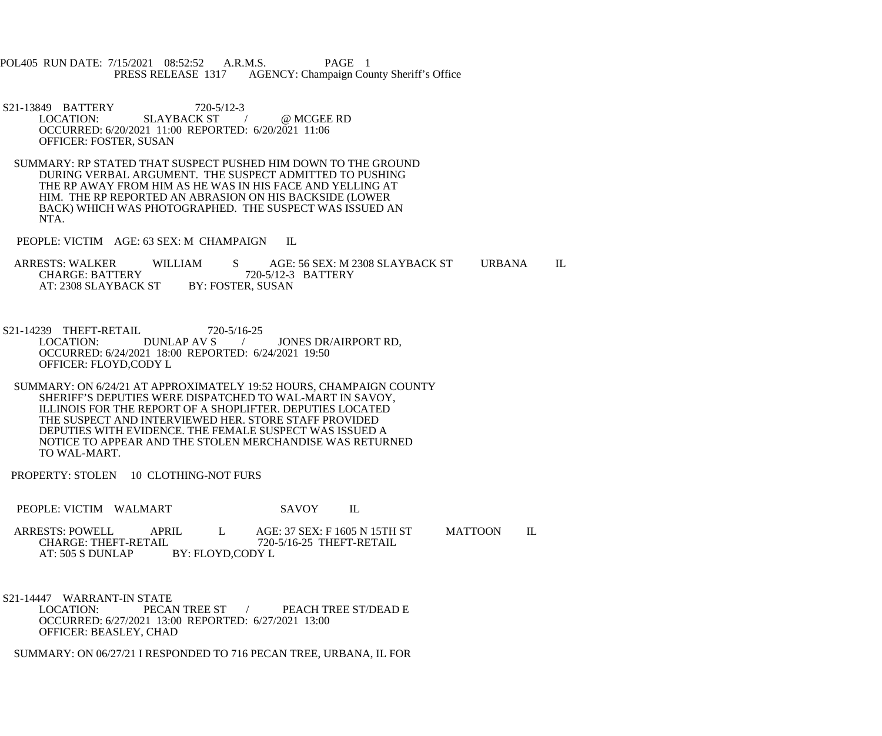POL405 RUN DATE: 7/15/2021 08:52:52 A.R.M.S. PAGE 1
PRESS RELEASE 1317 AGENCY: Champaign County Sheriff's Office

S21-13849 BATTERY 720-5/12-3
LOCATION: SLAYBACK ST / @ MCGEE RD
OCCURRED: 6/20/2021 11:00 REPORTED: 6/20/2021 11:06
OFFICER: FOSTER, SUSAN

SUMMARY: RP STATED THAT SUSPECT PUSHED HIM DOWN TO THE GROUND DURING VERBAL ARGUMENT. THE SUSPECT ADMITTED TO PUSHING THE RP AWAY FROM HIM AS HE WAS IN HIS FACE AND YELLING AT HIM. THE RP REPORTED AN ABRASION ON HIS BACKSIDE (LOWER BACK) WHICH WAS PHOTOGRAPHED. THE SUSPECT WAS ISSUED AN NTA.

PEOPLE: VICTIM AGE: 63 SEX: M CHAMPAIGN IL

ARRESTS: WALKER WILLIAM S AGE: 56 SEX: M 2308 SLAYBACK ST URBANA IL
CHARGE: BATTERY 720-5/12-3 BATTERY
AT: 2308 SLAYBACK ST BY: FOSTER, SUSAN

S21-14239 THEFT-RETAIL 720-5/16-25
LOCATION: DUNLAP AV S / JONES DR/AIRPORT RD,
OCCURRED: 6/24/2021 18:00 REPORTED: 6/24/2021 19:50
OFFICER: FLOYD,CODY L

SUMMARY: ON 6/24/21 AT APPROXIMATELY 19:52 HOURS, CHAMPAIGN COUNTY SHERIFF'S DEPUTIES WERE DISPATCHED TO WAL-MART IN SAVOY, ILLINOIS FOR THE REPORT OF A SHOPLIFTER. DEPUTIES LOCATED THE SUSPECT AND INTERVIEWED HER. STORE STAFF PROVIDED DEPUTIES WITH EVIDENCE. THE FEMALE SUSPECT WAS ISSUED A NOTICE TO APPEAR AND THE STOLEN MERCHANDISE WAS RETURNED TO WAL-MART.

PROPERTY: STOLEN 10 CLOTHING-NOT FURS

PEOPLE: VICTIM WALMART SAVOY IL

ARRESTS: POWELL APRIL L AGE: 37 SEX: F 1605 N 15TH ST MATTOON IL
CHARGE: THEFT-RETAIL 720-5/16-25 THEFT-RETAIL
AT: 505 S DUNLAP BY: FLOYD,CODY L

S21-14447 WARRANT-IN STATE
LOCATION: PECAN TREE ST / PEACH TREE ST/DEAD E
OCCURRED: 6/27/2021 13:00 REPORTED: 6/27/2021 13:00
OFFICER: BEASLEY, CHAD

SUMMARY: ON 06/27/21 I RESPONDED TO 716 PECAN TREE, URBANA, IL FOR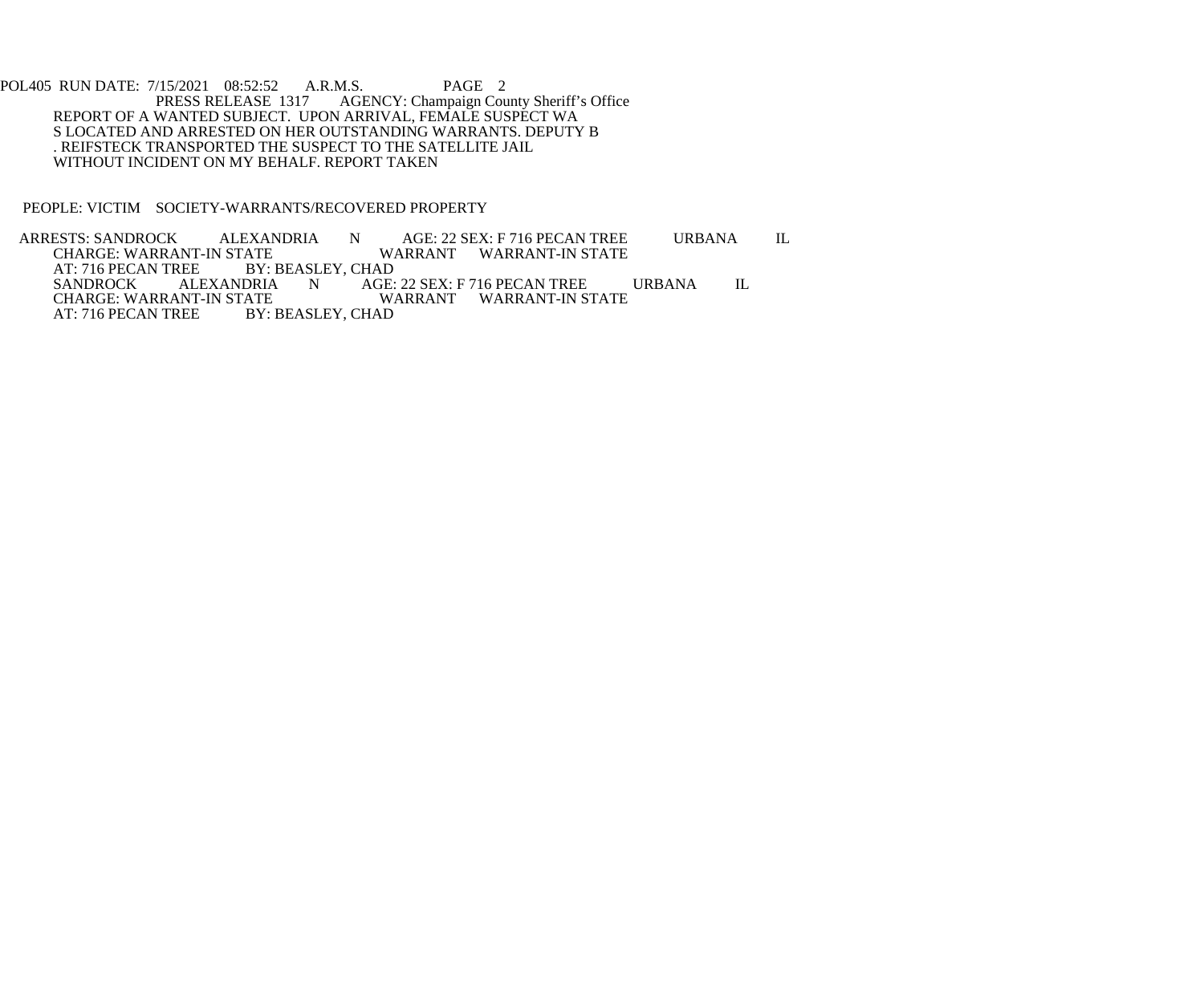POL405 RUN DATE: 7/15/2021 08:52:52 A.R.M.S. PAGE 2
PRESS RELEASE 1317 AGENCY: Champaign County Sheriff's Office

REPORT OF A WANTED SUBJECT. UPON ARRIVAL, FEMALE SUSPECT WA
S LOCATED AND ARRESTED ON HER OUTSTANDING WARRANTS. DEPUTY B
. REIFSTECK TRANSPORTED THE SUSPECT TO THE SATELLITE JAIL
WITHOUT INCIDENT ON MY BEHALF. REPORT TAKEN

PEOPLE: VICTIM SOCIETY-WARRANTS/RECOVERED PROPERTY

ARRESTS: SANDROCK ALEXANDRIA N AGE: 22 SEX: F 716 PECAN TREE URBANA IL
CHARGE: WARRANT-IN STATE WARRANT WARRANT-IN STATE
AT: 716 PECAN TREE BY: BEASLEY, CHAD
SANDROCK ALEXANDRIA N AGE: 22 SEX: F 716 PECAN TREE URBANA IL
CHARGE: WARRANT-IN STATE WARRANT WARRANT-IN STATE
AT: 716 PECAN TREE BY: BEASLEY, CHAD